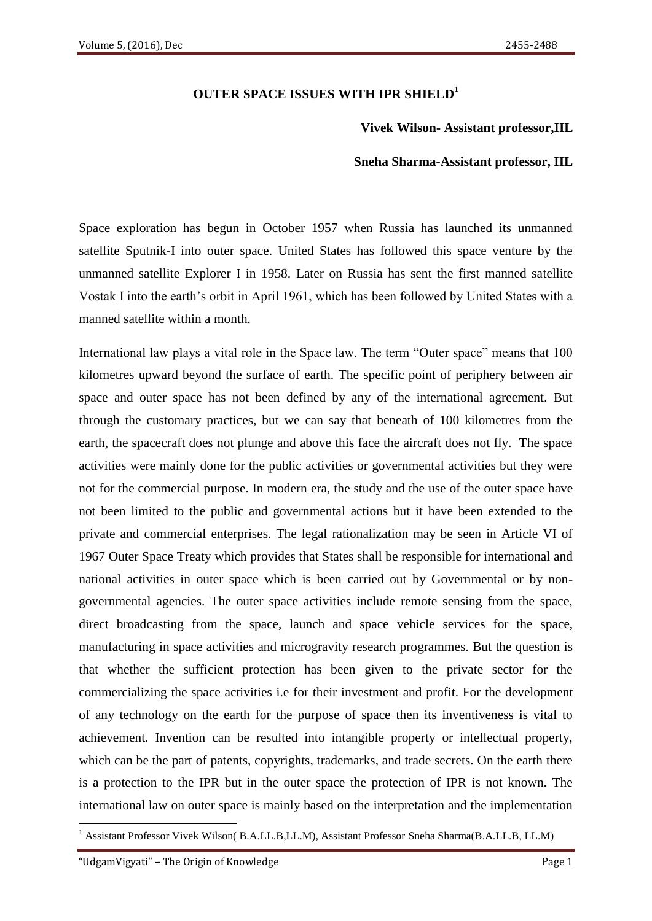# OUTER SPACE ISSUES WITH IPR SHIELD[1]

**Vivek Wilson- Assistant professor,IIL**

**Sneha Sharma-Assistant professor, IIL**

Space exploration has begun in October 1957 when Russia has launched its unmanned satellite Sputnik-I into outer space. United States has followed this space venture by the unmanned satellite Explorer I in 1958. Later on Russia has sent the first manned satellite Vostak I into the earth's orbit in April 1961, which has been followed by United States with a manned satellite within a month.

International law plays a vital role in the Space law. The term "Outer space" means that 100 kilometres upward beyond the surface of earth. The specific point of periphery between air space and outer space has not been defined by any of the international agreement. But through the customary practices, but we can say that beneath of 100 kilometres from the earth, the spacecraft does not plunge and above this face the aircraft does not fly. The space activities were mainly done for the public activities or governmental activities but they were not for the commercial purpose. In modern era, the study and the use of the outer space have not been limited to the public and governmental actions but it have been extended to the private and commercial enterprises. The legal rationalization may be seen in Article VI of 1967 Outer Space Treaty which provides that States shall be responsible for international and national activities in outer space which is been carried out by Governmental or by non-governmental agencies. The outer space activities include remote sensing from the space, direct broadcasting from the space, launch and space vehicle services for the space, manufacturing in space activities and microgravity research programmes. But the question is that whether the sufficient protection has been given to the private sector for the commercializing the space activities i.e for their investment and profit. For the development of any technology on the earth for the purpose of space then its inventiveness is vital to achievement. Invention can be resulted into intangible property or intellectual property, which can be the part of patents, copyrights, trademarks, and trade secrets. On the earth there is a protection to the IPR but in the outer space the protection of IPR is not known. The international law on outer space is mainly based on the interpretation and the implementation

---

[1] Assistant Professor Vivek Wilson( B.A.LL.B,LL.M), Assistant Professor Sneha Sharma(B.A.LL.B, LL.M)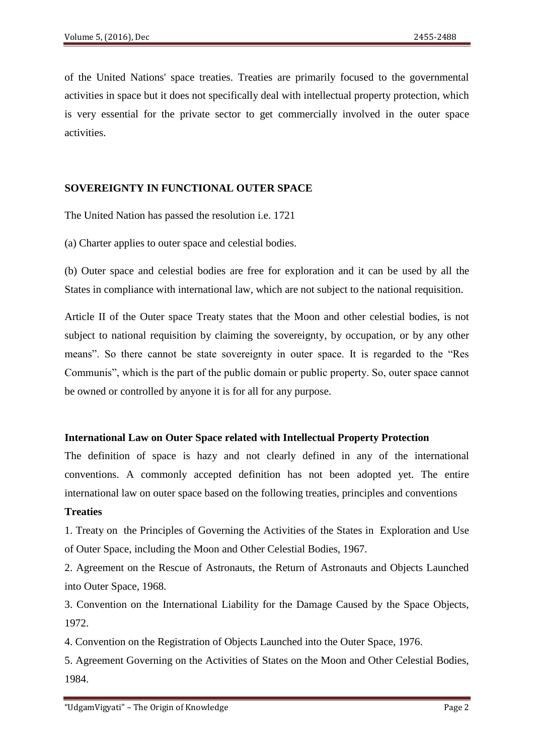of the United Nations' space treaties. Treaties are primarily focused to the governmental activities in space but it does not specifically deal with intellectual property protection, which is very essential for the private sector to get commercially involved in the outer space activities.

## SOVEREIGNTY IN FUNCTIONAL OUTER SPACE

The United Nation has passed the resolution i.e. 1721

(a) Charter applies to outer space and celestial bodies.

(b) Outer space and celestial bodies are free for exploration and it can be used by all the States in compliance with international law, which are not subject to the national requisition.

Article II of the Outer space Treaty states that the Moon and other celestial bodies, is not subject to national requisition by claiming the sovereignty, by occupation, or by any other means". So there cannot be state sovereignty in outer space. It is regarded to the "Res Communis", which is the part of the public domain or public property. So, outer space cannot be owned or controlled by anyone it is for all for any purpose.

### International Law on Outer Space related with Intellectual Property Protection

The definition of space is hazy and not clearly defined in any of the international conventions. A commonly accepted definition has not been adopted yet. The entire international law on outer space based on the following treaties, principles and conventions

**Treaties**

1. Treaty on the Principles of Governing the Activities of the States in Exploration and Use of Outer Space, including the Moon and Other Celestial Bodies, 1967.
2. Agreement on the Rescue of Astronauts, the Return of Astronauts and Objects Launched into Outer Space, 1968.
3. Convention on the International Liability for the Damage Caused by the Space Objects, 1972.
4. Convention on the Registration of Objects Launched into the Outer Space, 1976.
5. Agreement Governing on the Activities of States on the Moon and Other Celestial Bodies, 1984.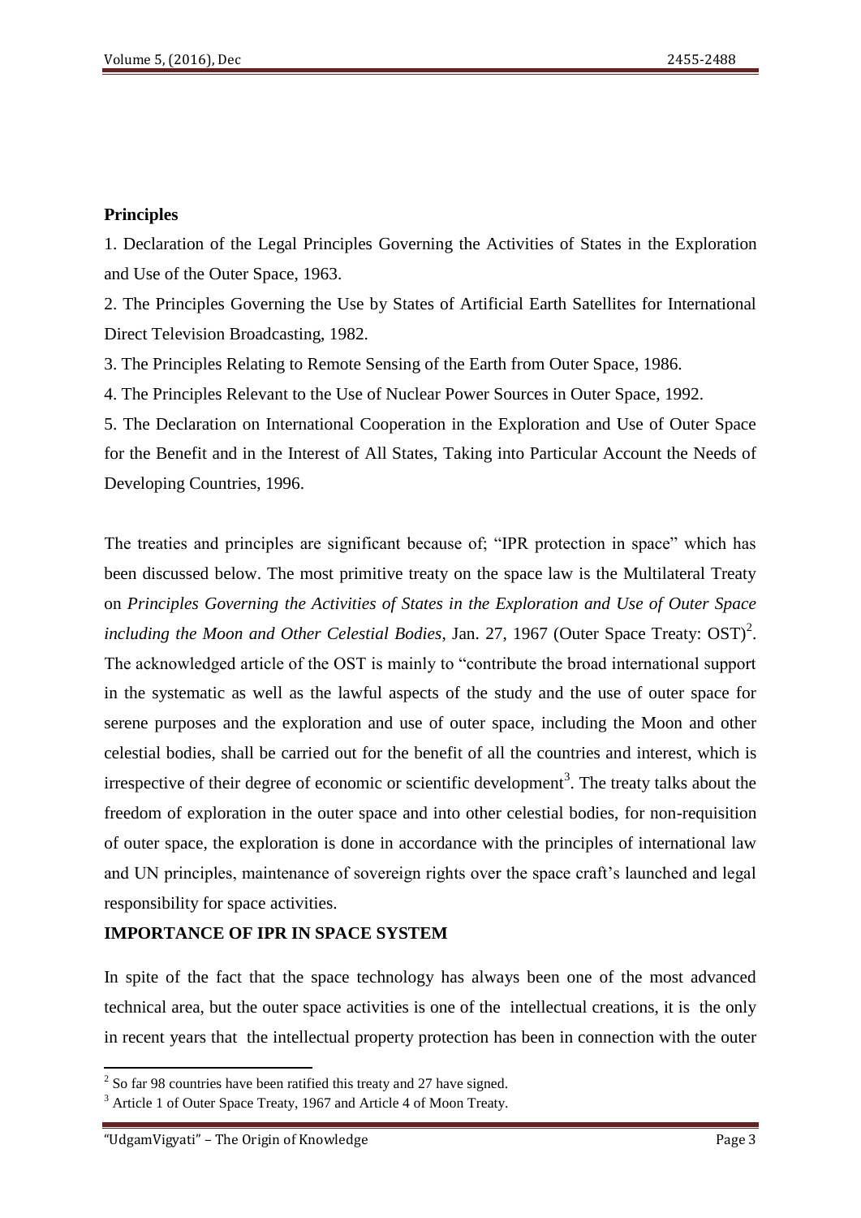**Principles**

1. Declaration of the Legal Principles Governing the Activities of States in the Exploration and Use of the Outer Space, 1963.
2. The Principles Governing the Use by States of Artificial Earth Satellites for International Direct Television Broadcasting, 1982.
3. The Principles Relating to Remote Sensing of the Earth from Outer Space, 1986.
4. The Principles Relevant to the Use of Nuclear Power Sources in Outer Space, 1992.
5. The Declaration on International Cooperation in the Exploration and Use of Outer Space for the Benefit and in the Interest of All States, Taking into Particular Account the Needs of Developing Countries, 1996.

The treaties and principles are significant because of; "IPR protection in space" which has been discussed below. The most primitive treaty on the space law is the Multilateral Treaty on *Principles Governing the Activities of States in the Exploration and Use of Outer Space including the Moon and Other Celestial Bodies*, Jan. 27, 1967 (Outer Space Treaty: OST)[2]. The acknowledged article of the OST is mainly to "contribute the broad international support in the systematic as well as the lawful aspects of the study and the use of outer space for serene purposes and the exploration and use of outer space, including the Moon and other celestial bodies, shall be carried out for the benefit of all the countries and interest, which is irrespective of their degree of economic or scientific development[3]. The treaty talks about the freedom of exploration in the outer space and into other celestial bodies, for non-requisition of outer space, the exploration is done in accordance with the principles of international law and UN principles, maintenance of sovereign rights over the space craft's launched and legal responsibility for space activities.

**IMPORTANCE OF IPR IN SPACE SYSTEM**

In spite of the fact that the space technology has always been one of the most advanced technical area, but the outer space activities is one of the intellectual creations, it is the only in recent years that the intellectual property protection has been in connection with the outer

[2] So far 98 countries have been ratified this treaty and 27 have signed.

[3] Article 1 of Outer Space Treaty, 1967 and Article 4 of Moon Treaty.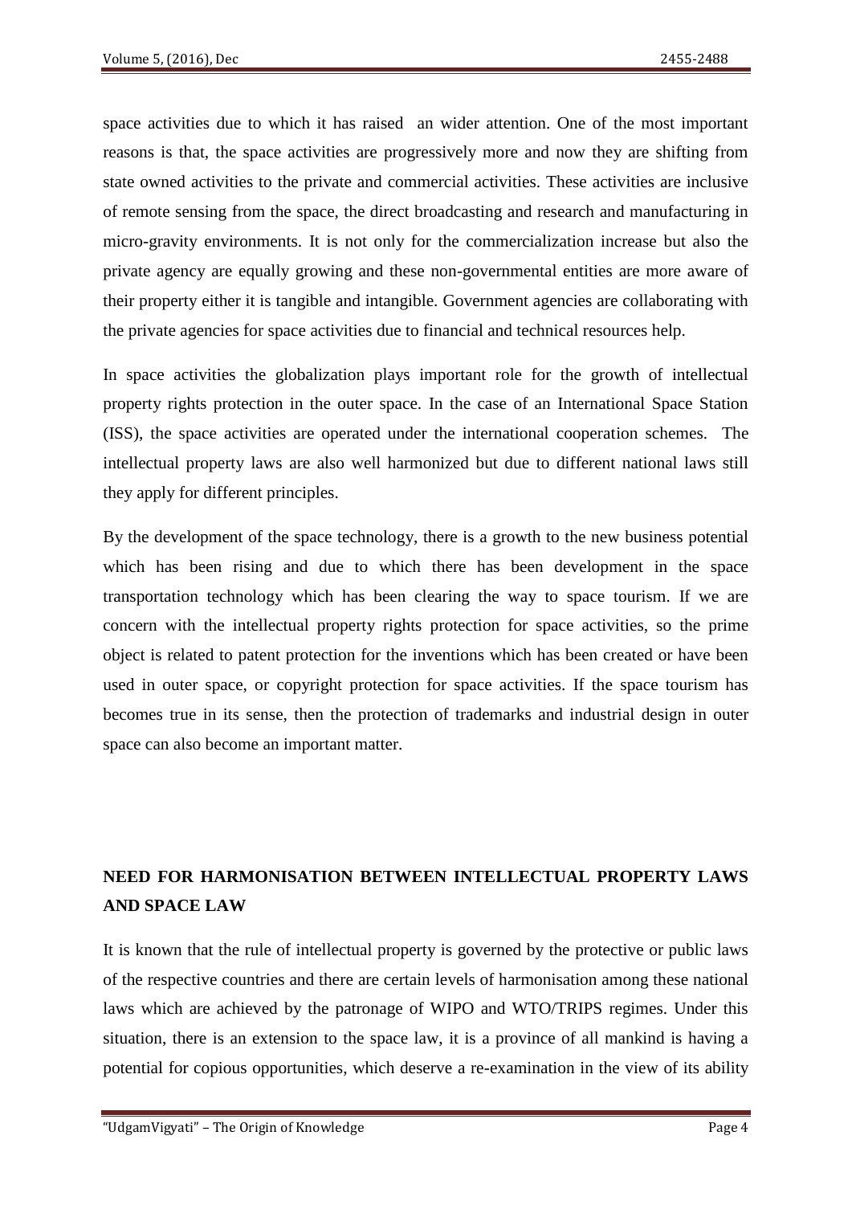space activities due to which it has raised an wider attention. One of the most important reasons is that, the space activities are progressively more and now they are shifting from state owned activities to the private and commercial activities. These activities are inclusive of remote sensing from the space, the direct broadcasting and research and manufacturing in micro-gravity environments. It is not only for the commercialization increase but also the private agency are equally growing and these non-governmental entities are more aware of their property either it is tangible and intangible. Government agencies are collaborating with the private agencies for space activities due to financial and technical resources help.

In space activities the globalization plays important role for the growth of intellectual property rights protection in the outer space. In the case of an International Space Station (ISS), the space activities are operated under the international cooperation schemes. The intellectual property laws are also well harmonized but due to different national laws still they apply for different principles.

By the development of the space technology, there is a growth to the new business potential which has been rising and due to which there has been development in the space transportation technology which has been clearing the way to space tourism. If we are concern with the intellectual property rights protection for space activities, so the prime object is related to patent protection for the inventions which has been created or have been used in outer space, or copyright protection for space activities. If the space tourism has becomes true in its sense, then the protection of trademarks and industrial design in outer space can also become an important matter.

## NEED FOR HARMONISATION BETWEEN INTELLECTUAL PROPERTY LAWS AND SPACE LAW

It is known that the rule of intellectual property is governed by the protective or public laws of the respective countries and there are certain levels of harmonisation among these national laws which are achieved by the patronage of WIPO and WTO/TRIPS regimes. Under this situation, there is an extension to the space law, it is a province of all mankind is having a potential for copious opportunities, which deserve a re-examination in the view of its ability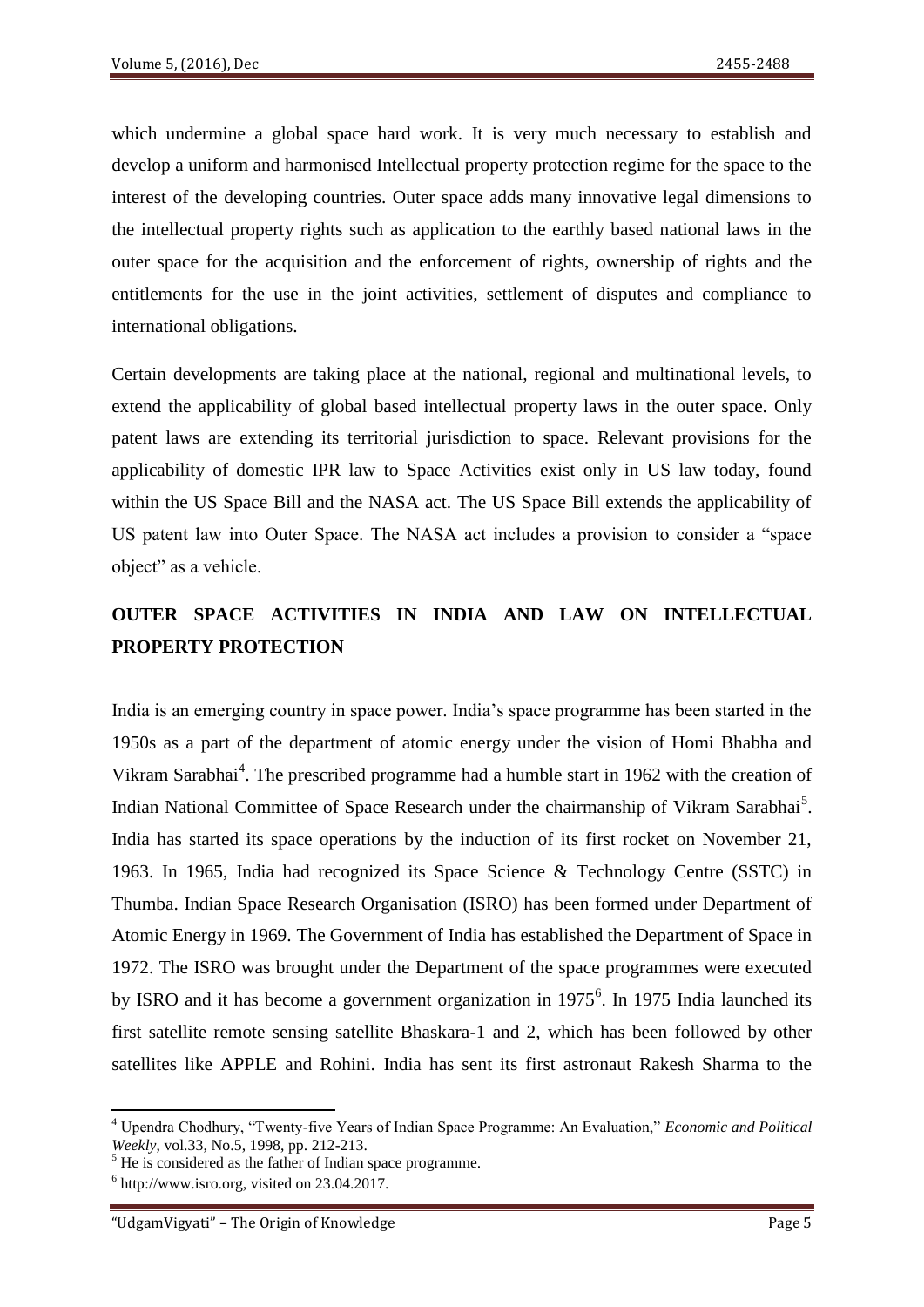which undermine a global space hard work. It is very much necessary to establish and develop a uniform and harmonised Intellectual property protection regime for the space to the interest of the developing countries. Outer space adds many innovative legal dimensions to the intellectual property rights such as application to the earthly based national laws in the outer space for the acquisition and the enforcement of rights, ownership of rights and the entitlements for the use in the joint activities, settlement of disputes and compliance to international obligations.

Certain developments are taking place at the national, regional and multinational levels, to extend the applicability of global based intellectual property laws in the outer space. Only patent laws are extending its territorial jurisdiction to space. Relevant provisions for the applicability of domestic IPR law to Space Activities exist only in US law today, found within the US Space Bill and the NASA act. The US Space Bill extends the applicability of US patent law into Outer Space. The NASA act includes a provision to consider a "space object" as a vehicle.

## OUTER SPACE ACTIVITIES IN INDIA AND LAW ON INTELLECTUAL PROPERTY PROTECTION

India is an emerging country in space power. India's space programme has been started in the 1950s as a part of the department of atomic energy under the vision of Homi Bhabha and Vikram Sarabhai[4]. The prescribed programme had a humble start in 1962 with the creation of Indian National Committee of Space Research under the chairmanship of Vikram Sarabhai[5]. India has started its space operations by the induction of its first rocket on November 21, 1963. In 1965, India had recognized its Space Science & Technology Centre (SSTC) in Thumba. Indian Space Research Organisation (ISRO) has been formed under Department of Atomic Energy in 1969. The Government of India has established the Department of Space in 1972. The ISRO was brought under the Department of the space programmes were executed by ISRO and it has become a government organization in 1975[6]. In 1975 India launched its first satellite remote sensing satellite Bhaskara-1 and 2, which has been followed by other satellites like APPLE and Rohini. India has sent its first astronaut Rakesh Sharma to the

---

[4] Upendra Chodhury, "Twenty-five Years of Indian Space Programme: An Evaluation," *Economic and Political Weekly*, vol.33, No.5, 1998, pp. 212-213.

[5] He is considered as the father of Indian space programme.

[6] http://www.isro.org, visited on 23.04.2017.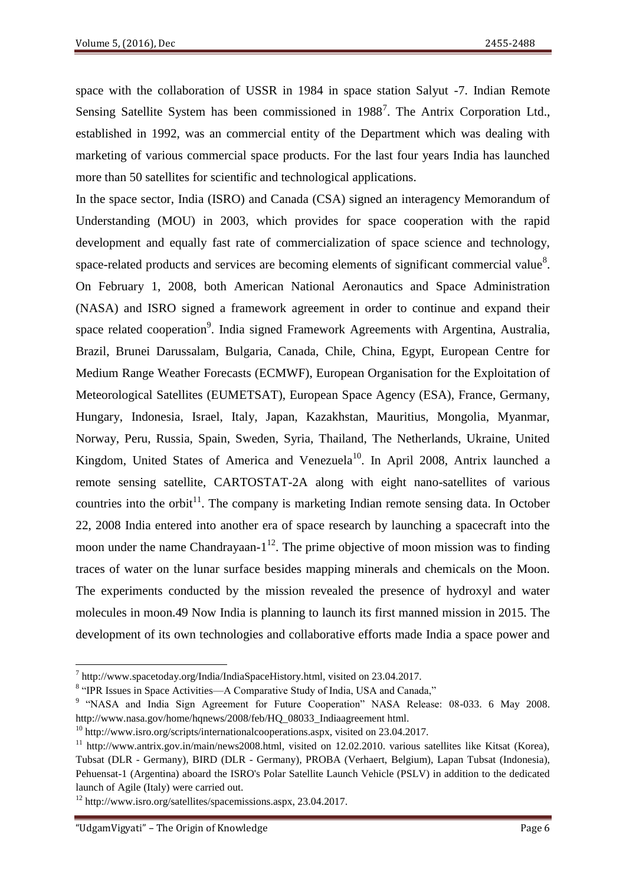space with the collaboration of USSR in 1984 in space station Salyut -7. Indian Remote Sensing Satellite System has been commissioned in 1988[7]. The Antrix Corporation Ltd., established in 1992, was an commercial entity of the Department which was dealing with marketing of various commercial space products. For the last four years India has launched more than 50 satellites for scientific and technological applications.

In the space sector, India (ISRO) and Canada (CSA) signed an interagency Memorandum of Understanding (MOU) in 2003, which provides for space cooperation with the rapid development and equally fast rate of commercialization of space science and technology, space-related products and services are becoming elements of significant commercial value[8]. On February 1, 2008, both American National Aeronautics and Space Administration (NASA) and ISRO signed a framework agreement in order to continue and expand their space related cooperation[9]. India signed Framework Agreements with Argentina, Australia, Brazil, Brunei Darussalam, Bulgaria, Canada, Chile, China, Egypt, European Centre for Medium Range Weather Forecasts (ECMWF), European Organisation for the Exploitation of Meteorological Satellites (EUMETSAT), European Space Agency (ESA), France, Germany, Hungary, Indonesia, Israel, Italy, Japan, Kazakhstan, Mauritius, Mongolia, Myanmar, Norway, Peru, Russia, Spain, Sweden, Syria, Thailand, The Netherlands, Ukraine, United Kingdom, United States of America and Venezuela[10]. In April 2008, Antrix launched a remote sensing satellite, CARTOSTAT-2A along with eight nano-satellites of various countries into the orbit[11]. The company is marketing Indian remote sensing data. In October 22, 2008 India entered into another era of space research by launching a spacecraft into the moon under the name Chandrayaan-1[12]. The prime objective of moon mission was to finding traces of water on the lunar surface besides mapping minerals and chemicals on the Moon. The experiments conducted by the mission revealed the presence of hydroxyl and water molecules in moon.49 Now India is planning to launch its first manned mission in 2015. The development of its own technologies and collaborative efforts made India a space power and

---

[7] http://www.spacetoday.org/India/IndiaSpaceHistory.html, visited on 23.04.2017.

[8] "IPR Issues in Space Activities—A Comparative Study of India, USA and Canada,"

[9] "NASA and India Sign Agreement for Future Cooperation" NASA Release: 08-033. 6 May 2008. http://www.nasa.gov/home/hqnews/2008/feb/HQ_08033_Indiaagreement html.

[10] http://www.isro.org/scripts/internationalcooperations.aspx, visited on 23.04.2017.

[11] http://www.antrix.gov.in/main/news2008.html, visited on 12.02.2010. various satellites like Kitsat (Korea), Tubsat (DLR - Germany), BIRD (DLR - Germany), PROBA (Verhaert, Belgium), Lapan Tubsat (Indonesia), Pehuensat-1 (Argentina) aboard the ISRO's Polar Satellite Launch Vehicle (PSLV) in addition to the dedicated launch of Agile (Italy) were carried out.

[12] http://www.isro.org/satellites/spacemissions.aspx, 23.04.2017.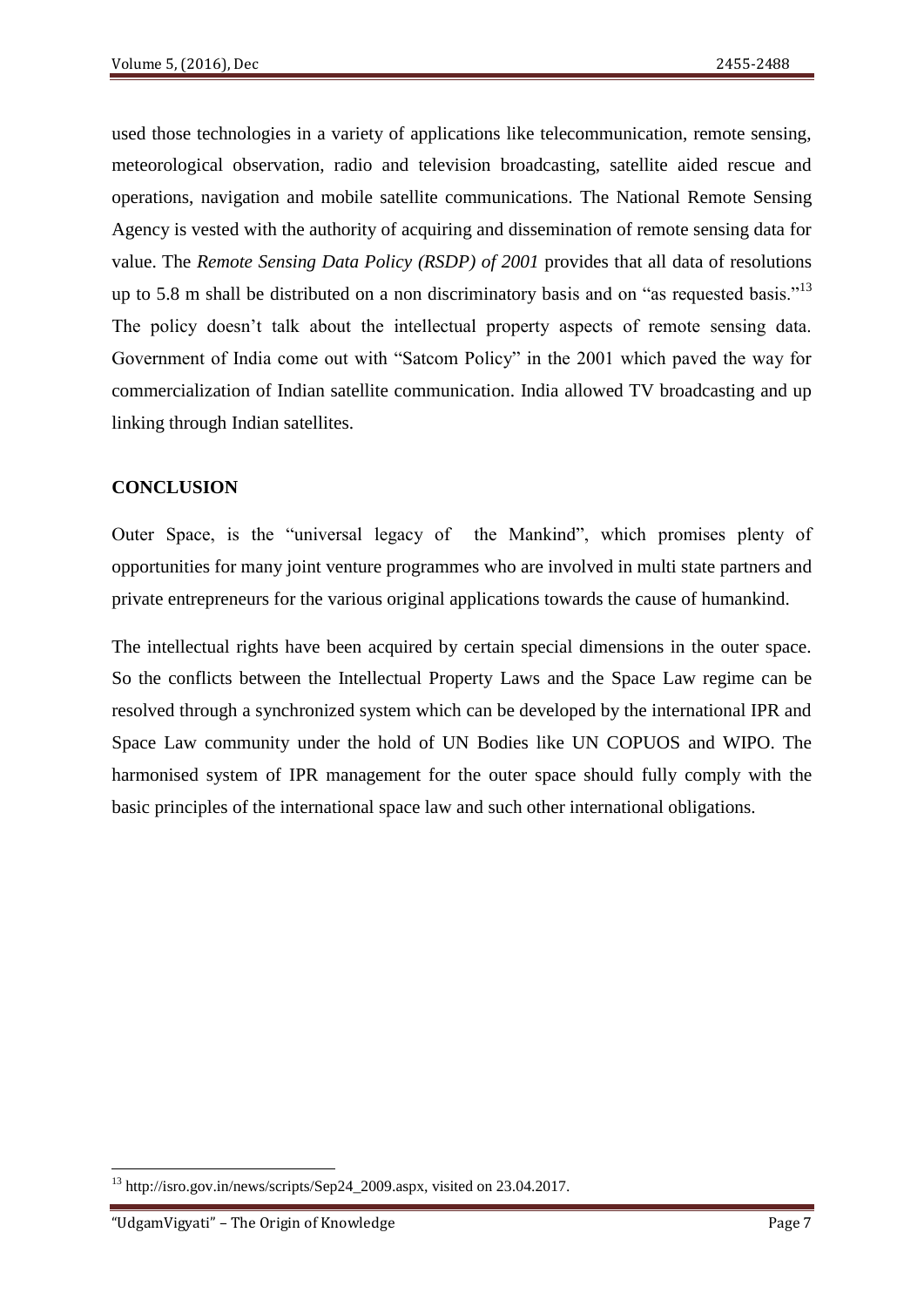used those technologies in a variety of applications like telecommunication, remote sensing, meteorological observation, radio and television broadcasting, satellite aided rescue and operations, navigation and mobile satellite communications. The National Remote Sensing Agency is vested with the authority of acquiring and dissemination of remote sensing data for value. The *Remote Sensing Data Policy (RSDP) of 2001* provides that all data of resolutions up to 5.8 m shall be distributed on a non discriminatory basis and on "as requested basis."[13] The policy doesn't talk about the intellectual property aspects of remote sensing data. Government of India come out with "Satcom Policy" in the 2001 which paved the way for commercialization of Indian satellite communication. India allowed TV broadcasting and up linking through Indian satellites.

**CONCLUSION**

Outer Space, is the "universal legacy of the Mankind", which promises plenty of opportunities for many joint venture programmes who are involved in multi state partners and private entrepreneurs for the various original applications towards the cause of humankind.

The intellectual rights have been acquired by certain special dimensions in the outer space. So the conflicts between the Intellectual Property Laws and the Space Law regime can be resolved through a synchronized system which can be developed by the international IPR and Space Law community under the hold of UN Bodies like UN COPUOS and WIPO. The harmonised system of IPR management for the outer space should fully comply with the basic principles of the international space law and such other international obligations.

---

[13] http://isro.gov.in/news/scripts/Sep24_2009.aspx, visited on 23.04.2017.